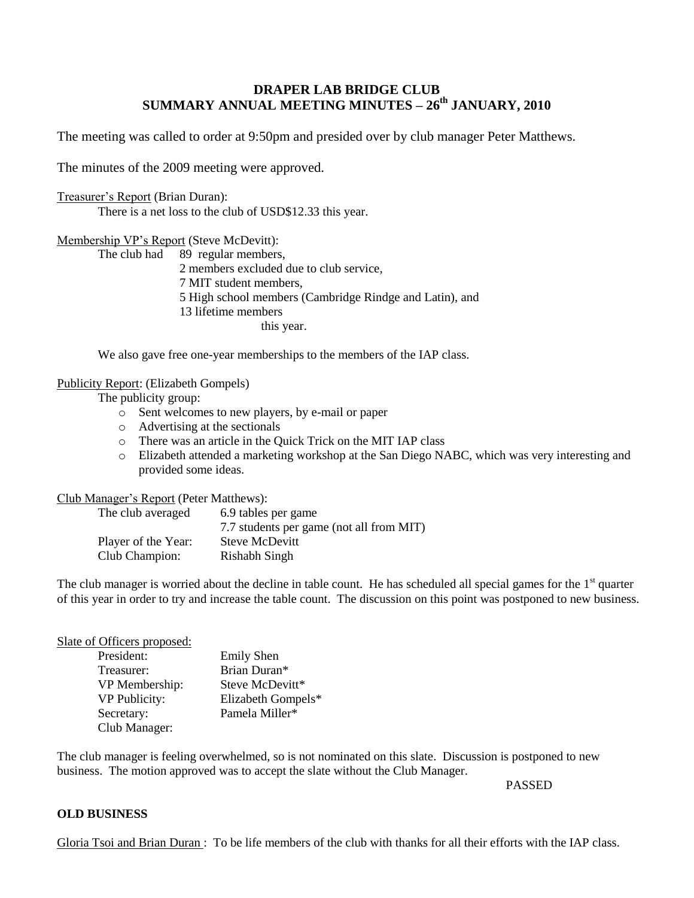# DRAPER LAB BRIDGE CLUB
## SUMMARY ANNUAL MEETING MINUTES – 26th JANUARY, 2010

The meeting was called to order at 9:50pm and presided over by club manager Peter Matthews.

The minutes of the 2009 meeting were approved.

Treasurer's Report (Brian Duran):

There is a net loss to the club of USD$12.33 this year.

Membership VP's Report (Steve McDevitt):

The club had 89 regular members,
2 members excluded due to club service,
7 MIT student members,
5 High school members (Cambridge Rindge and Latin), and
13 lifetime members
this year.

We also gave free one-year memberships to the members of the IAP class.

Publicity Report: (Elizabeth Gompels)

The publicity group:

- Sent welcomes to new players, by e-mail or paper
- Advertising at the sectionals
- There was an article in the Quick Trick on the MIT IAP class
- Elizabeth attended a marketing workshop at the San Diego NABC, which was very interesting and provided some ideas.

Club Manager's Report (Peter Matthews):

| | |
|---|---|
| The club averaged | 6.9 tables per game |
| | 7.7 students per game (not all from MIT) |
| Player of the Year: | Steve McDevitt |
| Club Champion: | Rishabh Singh |

The club manager is worried about the decline in table count. He has scheduled all special games for the 1st quarter of this year in order to try and increase the table count. The discussion on this point was postponed to new business.

Slate of Officers proposed:

| | |
|---|---|
| President: | Emily Shen |
| Treasurer: | Brian Duran* |
| VP Membership: | Steve McDevitt* |
| VP Publicity: | Elizabeth Gompels* |
| Secretary: | Pamela Miller* |
| Club Manager: | |

The club manager is feeling overwhelmed, so is not nominated on this slate. Discussion is postponed to new business. The motion approved was to accept the slate without the Club Manager.

PASSED

**OLD BUSINESS**

Gloria Tsoi and Brian Duran : To be life members of the club with thanks for all their efforts with the IAP class.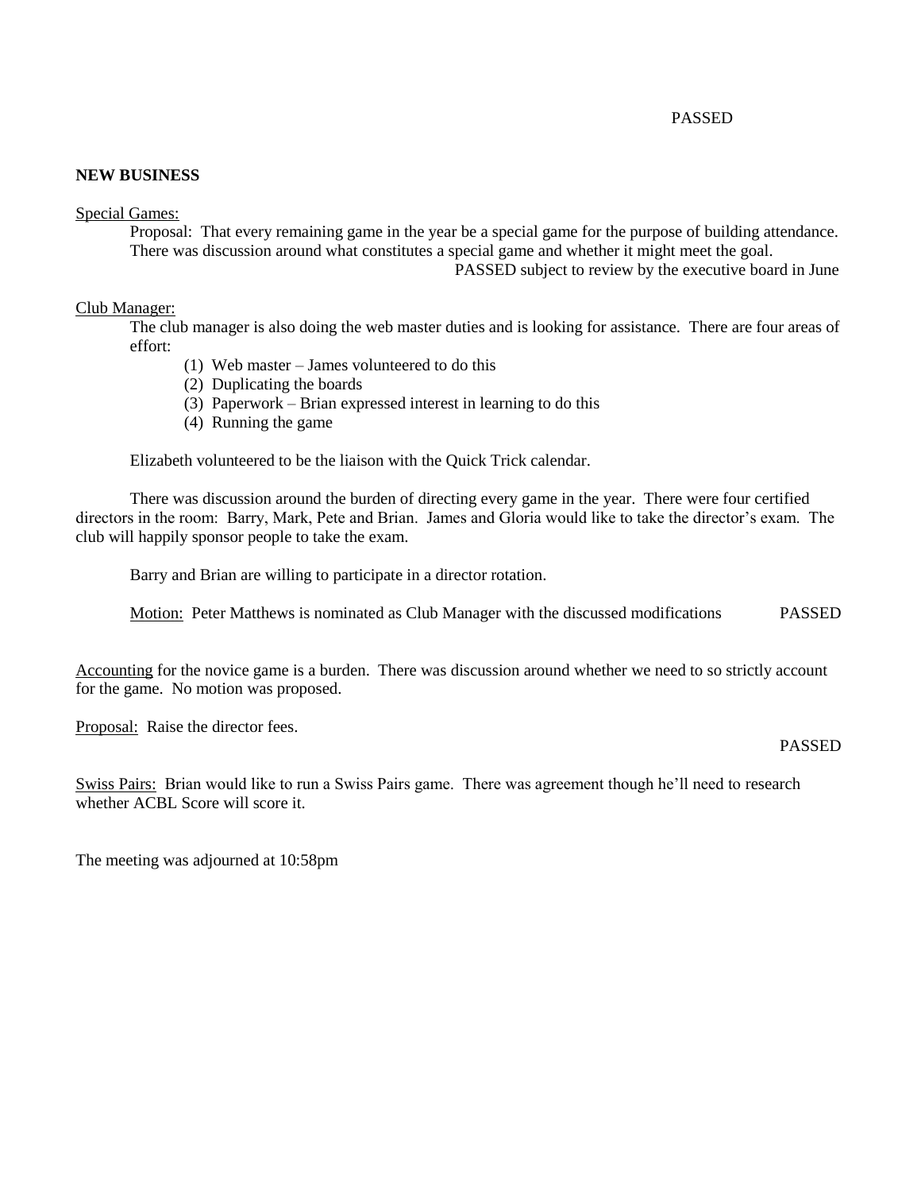PASSED

**NEW BUSINESS**

Special Games:

Proposal: That every remaining game in the year be a special game for the purpose of building attendance. There was discussion around what constitutes a special game and whether it might meet the goal.

PASSED subject to review by the executive board in June

Club Manager:

The club manager is also doing the web master duties and is looking for assistance. There are four areas of effort:

(1) Web master – James volunteered to do this
(2) Duplicating the boards
(3) Paperwork – Brian expressed interest in learning to do this
(4) Running the game

Elizabeth volunteered to be the liaison with the Quick Trick calendar.

There was discussion around the burden of directing every game in the year. There were four certified directors in the room: Barry, Mark, Pete and Brian. James and Gloria would like to take the director's exam. The club will happily sponsor people to take the exam.

Barry and Brian are willing to participate in a director rotation.

Motion: Peter Matthews is nominated as Club Manager with the discussed modifications PASSED

Accounting for the novice game is a burden. There was discussion around whether we need to so strictly account for the game. No motion was proposed.

Proposal: Raise the director fees.

PASSED

Swiss Pairs: Brian would like to run a Swiss Pairs game. There was agreement though he'll need to research whether ACBL Score will score it.

The meeting was adjourned at 10:58pm